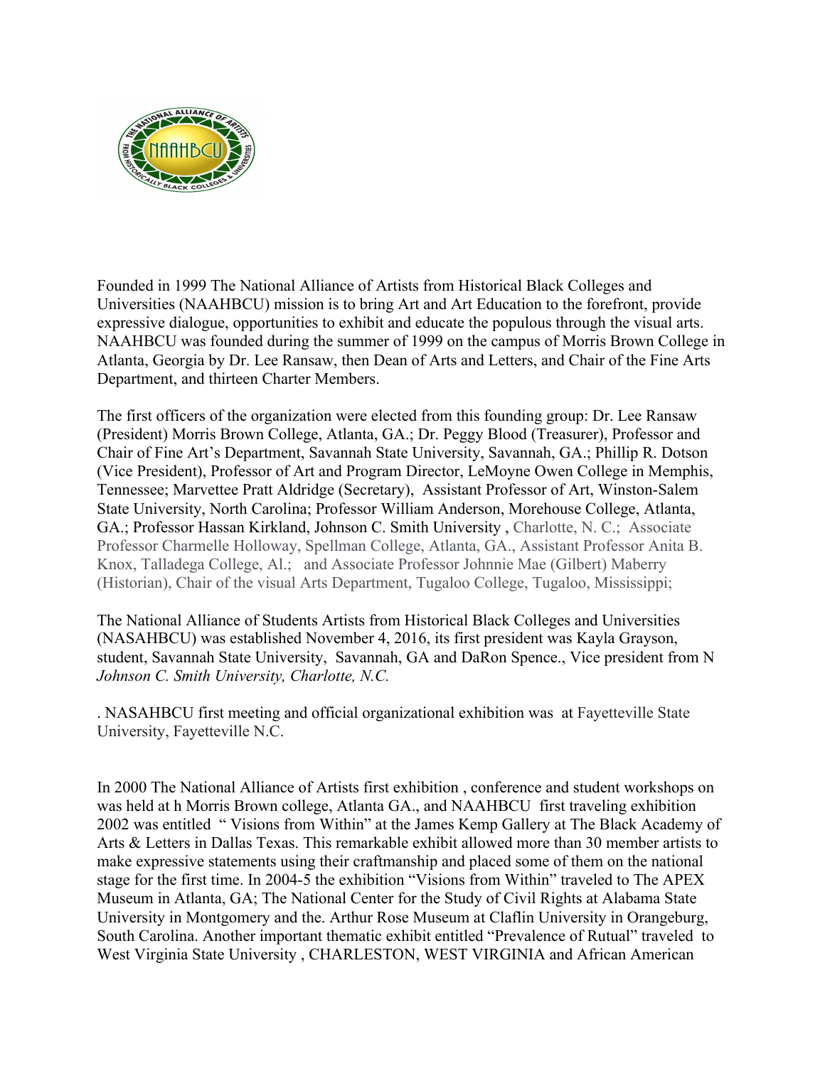Founded in 1999 The National Alliance of Artists from Historical Black Colleges and Universities (NAAHBCU) mission is to bring Art and Art Education to the forefront, provide expressive dialogue, opportunities to exhibit and educate the populous through the visual arts. NAAHBCU was founded during the summer of 1999 on the campus of Morris Brown College in Atlanta, Georgia by Dr. Lee Ransaw, then Dean of Arts and Letters, and Chair of the Fine Arts Department, and thirteen Charter Members.

The first officers of the organization were elected from this founding group: Dr. Lee Ransaw (President) Morris Brown College, Atlanta, GA.; Dr. Peggy Blood (Treasurer), Professor and Chair of Fine Art's Department, Savannah State University, Savannah, GA.; Phillip R. Dotson (Vice President), Professor of Art and Program Director, LeMoyne Owen College in Memphis, Tennessee; Marvettee Pratt Aldridge (Secretary), Assistant Professor of Art, Winston-Salem State University, North Carolina; Professor William Anderson, Morehouse College, Atlanta, GA.; Professor Hassan Kirkland, Johnson C. Smith University , Charlotte, N. C.; Associate Professor Charmelle Holloway, Spellman College, Atlanta, GA., Assistant Professor Anita B. Knox, Talladega College, Al.; and Associate Professor Johnnie Mae (Gilbert) Maberry (Historian), Chair of the visual Arts Department, Tugaloo College, Tugaloo, Mississippi;

The National Alliance of Students Artists from Historical Black Colleges and Universities (NASAHBCU) was established November 4, 2016, its first president was Kayla Grayson, student, Savannah State University, Savannah, GA and DaRon Spence., Vice president from N *Johnson C. Smith University, Charlotte, N.C.*

. NASAHBCU first meeting and official organizational exhibition was at Fayetteville State University, Fayetteville N.C.

In 2000 The National Alliance of Artists first exhibition , conference and student workshops on was held at h Morris Brown college, Atlanta GA., and NAAHBCU first traveling exhibition 2002 was entitled " Visions from Within" at the James Kemp Gallery at The Black Academy of Arts & Letters in Dallas Texas. This remarkable exhibit allowed more than 30 member artists to make expressive statements using their craftmanship and placed some of them on the national stage for the first time. In 2004-5 the exhibition "Visions from Within" traveled to The APEX Museum in Atlanta, GA; The National Center for the Study of Civil Rights at Alabama State University in Montgomery and the. Arthur Rose Museum at Claflin University in Orangeburg, South Carolina. Another important thematic exhibit entitled "Prevalence of Rutual" traveled to West Virginia State University , CHARLESTON, WEST VIRGINIA and African American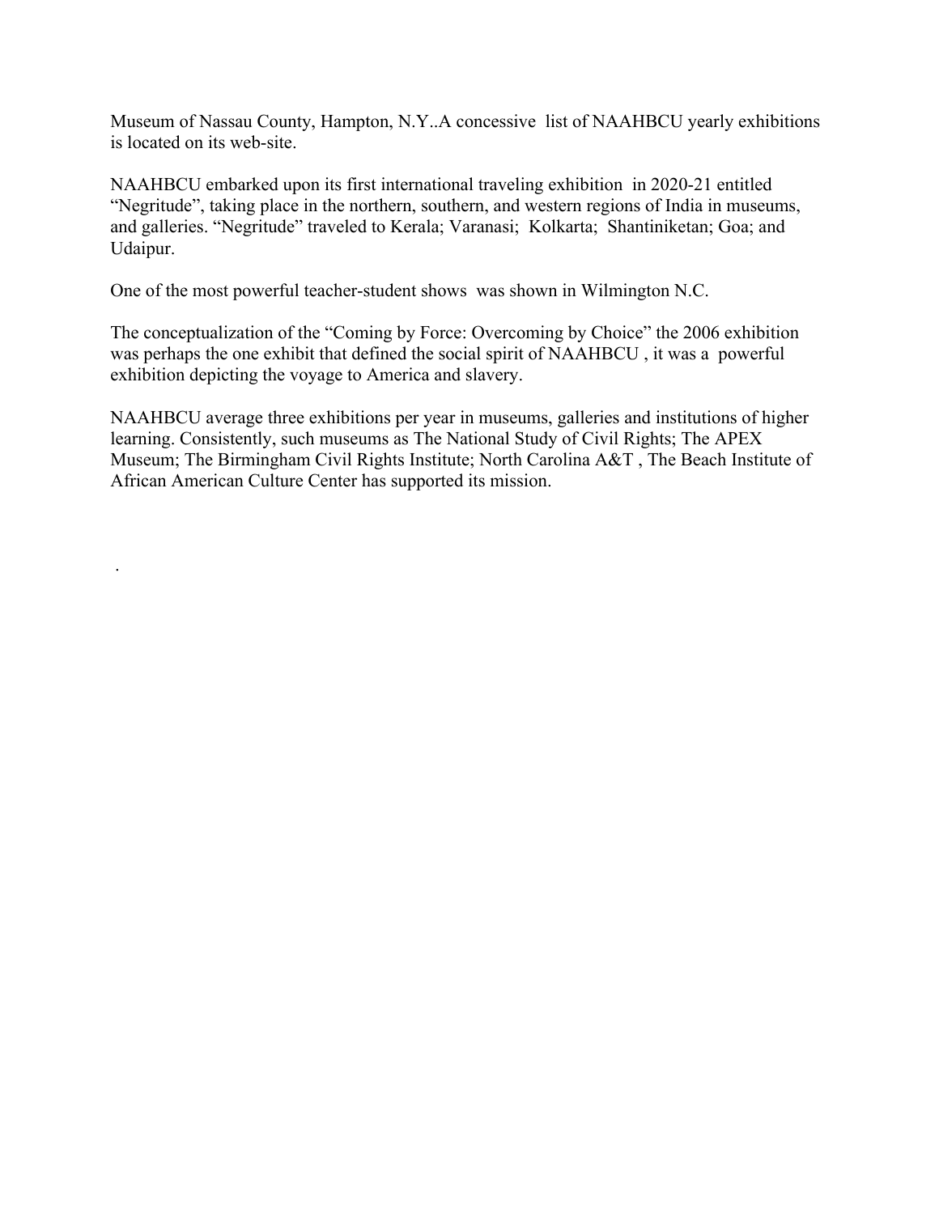Museum of Nassau County, Hampton, N.Y..A concessive list of NAAHBCU yearly exhibitions is located on its web-site.

NAAHBCU embarked upon its first international traveling exhibition in 2020-21 entitled "Negritude", taking place in the northern, southern, and western regions of India in museums, and galleries. "Negritude" traveled to Kerala; Varanasi; Kolkarta; Shantiniketan; Goa; and Udaipur.

One of the most powerful teacher-student shows was shown in Wilmington N.C.

The conceptualization of the "Coming by Force: Overcoming by Choice" the 2006 exhibition was perhaps the one exhibit that defined the social spirit of NAAHBCU , it was a powerful exhibition depicting the voyage to America and slavery.

NAAHBCU average three exhibitions per year in museums, galleries and institutions of higher learning. Consistently, such museums as The National Study of Civil Rights; The APEX Museum; The Birmingham Civil Rights Institute; North Carolina A&T , The Beach Institute of African American Culture Center has supported its mission.

.